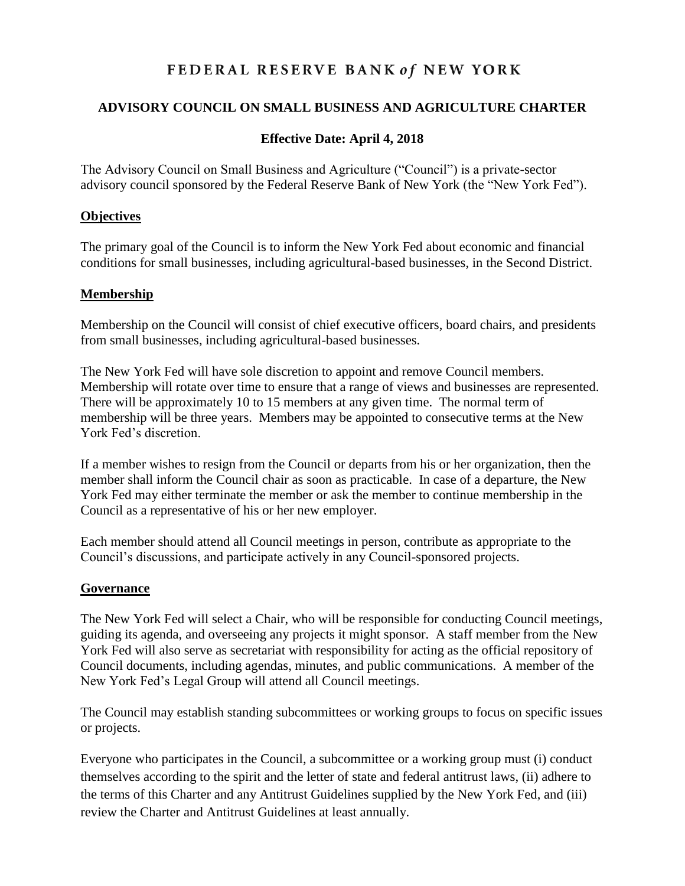# FEDERAL RESERVE BANK *of* NEW YORK

## ADVISORY COUNCIL ON SMALL BUSINESS AND AGRICULTURE CHARTER

### Effective Date: April 4, 2018

The Advisory Council on Small Business and Agriculture ("Council") is a private-sector advisory council sponsored by the Federal Reserve Bank of New York (the "New York Fed").

## Objectives

The primary goal of the Council is to inform the New York Fed about economic and financial conditions for small businesses, including agricultural-based businesses, in the Second District.

## Membership

Membership on the Council will consist of chief executive officers, board chairs, and presidents from small businesses, including agricultural-based businesses.

The New York Fed will have sole discretion to appoint and remove Council members. Membership will rotate over time to ensure that a range of views and businesses are represented. There will be approximately 10 to 15 members at any given time. The normal term of membership will be three years. Members may be appointed to consecutive terms at the New York Fed's discretion.

If a member wishes to resign from the Council or departs from his or her organization, then the member shall inform the Council chair as soon as practicable. In case of a departure, the New York Fed may either terminate the member or ask the member to continue membership in the Council as a representative of his or her new employer.

Each member should attend all Council meetings in person, contribute as appropriate to the Council's discussions, and participate actively in any Council-sponsored projects.

## Governance

The New York Fed will select a Chair, who will be responsible for conducting Council meetings, guiding its agenda, and overseeing any projects it might sponsor. A staff member from the New York Fed will also serve as secretariat with responsibility for acting as the official repository of Council documents, including agendas, minutes, and public communications. A member of the New York Fed's Legal Group will attend all Council meetings.

The Council may establish standing subcommittees or working groups to focus on specific issues or projects.

Everyone who participates in the Council, a subcommittee or a working group must (i) conduct themselves according to the spirit and the letter of state and federal antitrust laws, (ii) adhere to the terms of this Charter and any Antitrust Guidelines supplied by the New York Fed, and (iii) review the Charter and Antitrust Guidelines at least annually.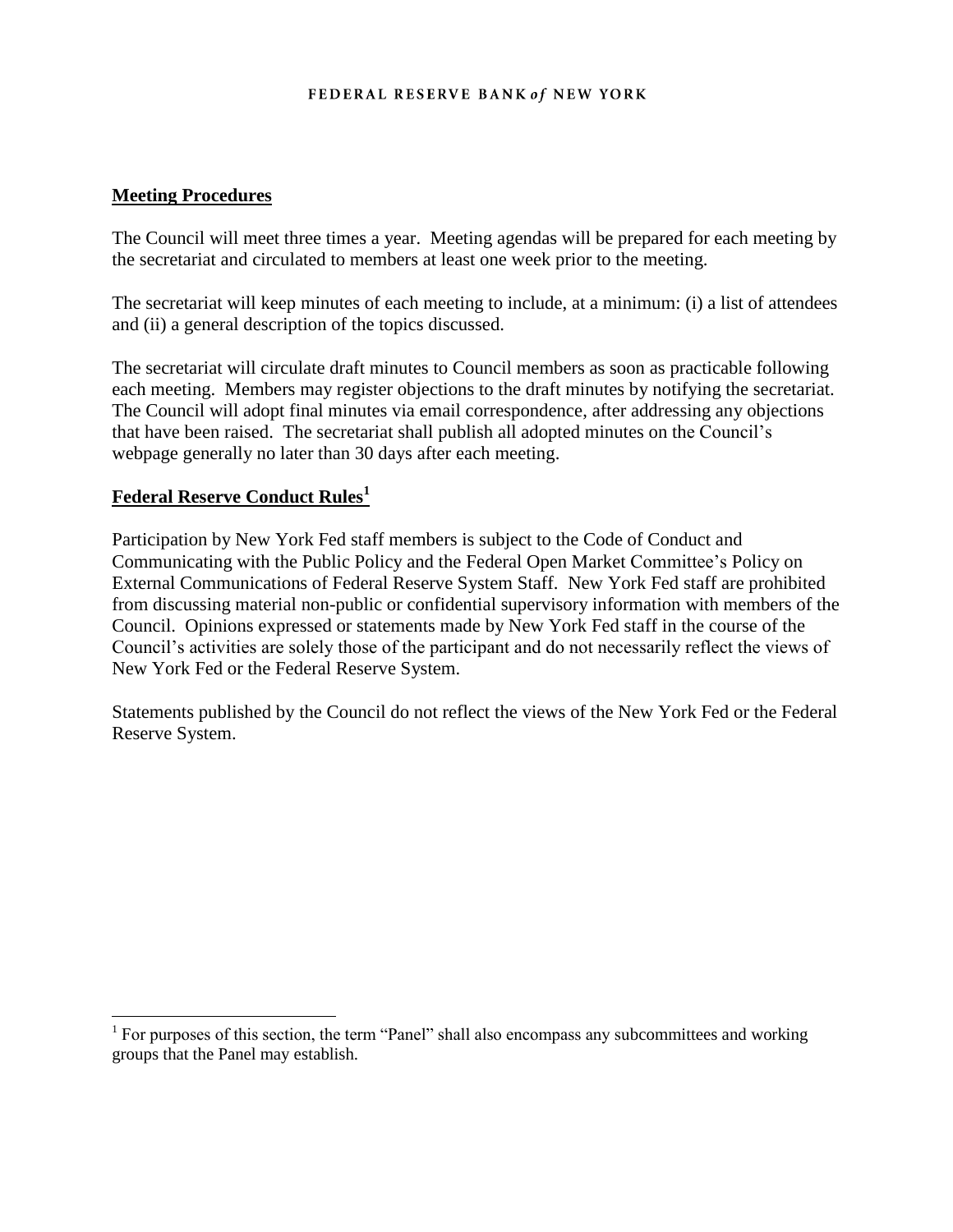**Meeting Procedures**

The Council will meet three times a year. Meeting agendas will be prepared for each meeting by the secretariat and circulated to members at least one week prior to the meeting.

The secretariat will keep minutes of each meeting to include, at a minimum: (i) a list of attendees and (ii) a general description of the topics discussed.

The secretariat will circulate draft minutes to Council members as soon as practicable following each meeting. Members may register objections to the draft minutes by notifying the secretariat. The Council will adopt final minutes via email correspondence, after addressing any objections that have been raised. The secretariat shall publish all adopted minutes on the Council's webpage generally no later than 30 days after each meeting.

**Federal Reserve Conduct Rules[1]**

Participation by New York Fed staff members is subject to the Code of Conduct and Communicating with the Public Policy and the Federal Open Market Committee's Policy on External Communications of Federal Reserve System Staff. New York Fed staff are prohibited from discussing material non-public or confidential supervisory information with members of the Council. Opinions expressed or statements made by New York Fed staff in the course of the Council's activities are solely those of the participant and do not necessarily reflect the views of New York Fed or the Federal Reserve System.

Statements published by the Council do not reflect the views of the New York Fed or the Federal Reserve System.

---

[1] For purposes of this section, the term "Panel" shall also encompass any subcommittees and working groups that the Panel may establish.